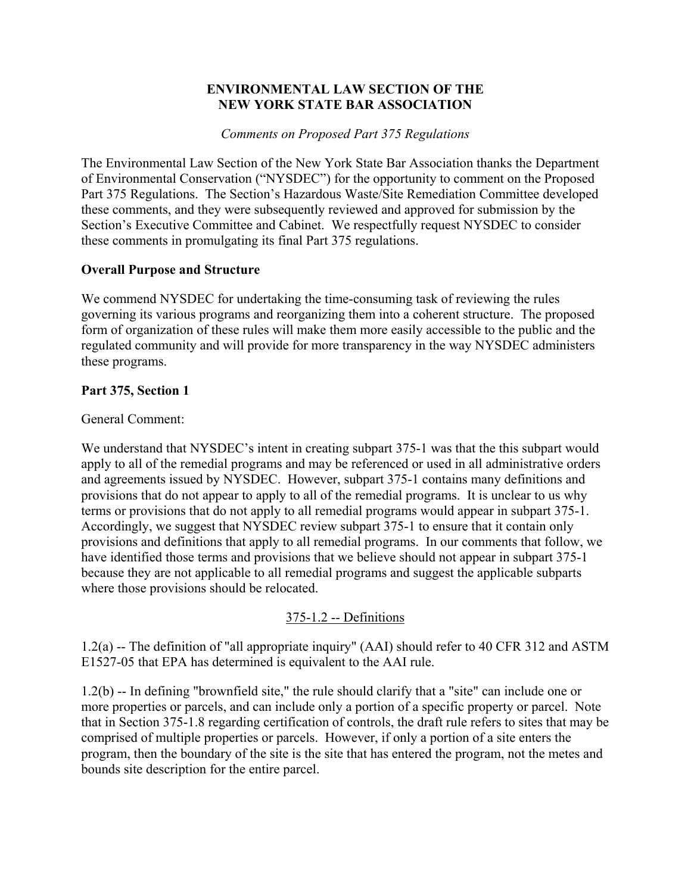# ENVIRONMENTAL LAW SECTION OF THE NEW YORK STATE BAR ASSOCIATION

*Comments on Proposed Part 375 Regulations*

The Environmental Law Section of the New York State Bar Association thanks the Department of Environmental Conservation ("NYSDEC") for the opportunity to comment on the Proposed Part 375 Regulations. The Section's Hazardous Waste/Site Remediation Committee developed these comments, and they were subsequently reviewed and approved for submission by the Section's Executive Committee and Cabinet. We respectfully request NYSDEC to consider these comments in promulgating its final Part 375 regulations.

## Overall Purpose and Structure

We commend NYSDEC for undertaking the time-consuming task of reviewing the rules governing its various programs and reorganizing them into a coherent structure. The proposed form of organization of these rules will make them more easily accessible to the public and the regulated community and will provide for more transparency in the way NYSDEC administers these programs.

## Part 375, Section 1

General Comment:

We understand that NYSDEC's intent in creating subpart 375-1 was that the this subpart would apply to all of the remedial programs and may be referenced or used in all administrative orders and agreements issued by NYSDEC. However, subpart 375-1 contains many definitions and provisions that do not appear to apply to all of the remedial programs. It is unclear to us why terms or provisions that do not apply to all remedial programs would appear in subpart 375-1. Accordingly, we suggest that NYSDEC review subpart 375-1 to ensure that it contain only provisions and definitions that apply to all remedial programs. In our comments that follow, we have identified those terms and provisions that we believe should not appear in subpart 375-1 because they are not applicable to all remedial programs and suggest the applicable subparts where those provisions should be relocated.

### 375-1.2 -- Definitions

1.2(a) -- The definition of "all appropriate inquiry" (AAI) should refer to 40 CFR 312 and ASTM E1527-05 that EPA has determined is equivalent to the AAI rule.

1.2(b) -- In defining "brownfield site," the rule should clarify that a "site" can include one or more properties or parcels, and can include only a portion of a specific property or parcel. Note that in Section 375-1.8 regarding certification of controls, the draft rule refers to sites that may be comprised of multiple properties or parcels. However, if only a portion of a site enters the program, then the boundary of the site is the site that has entered the program, not the metes and bounds site description for the entire parcel.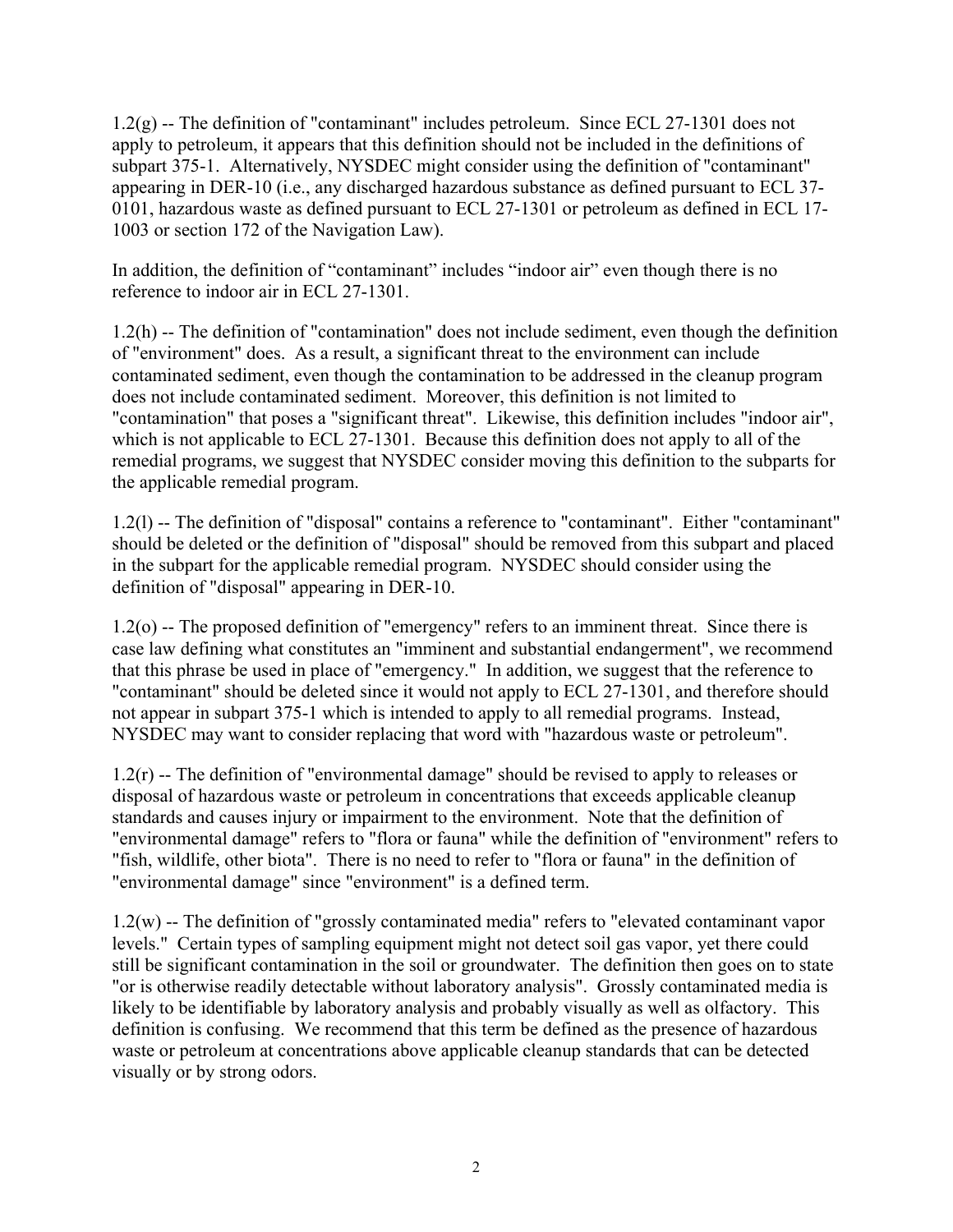1.2(g) -- The definition of "contaminant" includes petroleum. Since ECL 27-1301 does not apply to petroleum, it appears that this definition should not be included in the definitions of subpart 375-1. Alternatively, NYSDEC might consider using the definition of "contaminant" appearing in DER-10 (i.e., any discharged hazardous substance as defined pursuant to ECL 37-0101, hazardous waste as defined pursuant to ECL 27-1301 or petroleum as defined in ECL 17-1003 or section 172 of the Navigation Law).

In addition, the definition of “contaminant” includes “indoor air” even though there is no reference to indoor air in ECL 27-1301.

1.2(h) -- The definition of "contamination" does not include sediment, even though the definition of "environment" does. As a result, a significant threat to the environment can include contaminated sediment, even though the contamination to be addressed in the cleanup program does not include contaminated sediment. Moreover, this definition is not limited to "contamination" that poses a "significant threat". Likewise, this definition includes "indoor air", which is not applicable to ECL 27-1301. Because this definition does not apply to all of the remedial programs, we suggest that NYSDEC consider moving this definition to the subparts for the applicable remedial program.

1.2(l) -- The definition of "disposal" contains a reference to "contaminant". Either "contaminant" should be deleted or the definition of "disposal" should be removed from this subpart and placed in the subpart for the applicable remedial program. NYSDEC should consider using the definition of "disposal" appearing in DER-10.

1.2(o) -- The proposed definition of "emergency" refers to an imminent threat. Since there is case law defining what constitutes an "imminent and substantial endangerment", we recommend that this phrase be used in place of "emergency." In addition, we suggest that the reference to "contaminant" should be deleted since it would not apply to ECL 27-1301, and therefore should not appear in subpart 375-1 which is intended to apply to all remedial programs. Instead, NYSDEC may want to consider replacing that word with "hazardous waste or petroleum".

1.2(r) -- The definition of "environmental damage" should be revised to apply to releases or disposal of hazardous waste or petroleum in concentrations that exceeds applicable cleanup standards and causes injury or impairment to the environment. Note that the definition of "environmental damage" refers to "flora or fauna" while the definition of "environment" refers to "fish, wildlife, other biota". There is no need to refer to "flora or fauna" in the definition of "environmental damage" since "environment" is a defined term.

1.2(w) -- The definition of "grossly contaminated media" refers to "elevated contaminant vapor levels." Certain types of sampling equipment might not detect soil gas vapor, yet there could still be significant contamination in the soil or groundwater. The definition then goes on to state "or is otherwise readily detectable without laboratory analysis". Grossly contaminated media is likely to be identifiable by laboratory analysis and probably visually as well as olfactory. This definition is confusing. We recommend that this term be defined as the presence of hazardous waste or petroleum at concentrations above applicable cleanup standards that can be detected visually or by strong odors.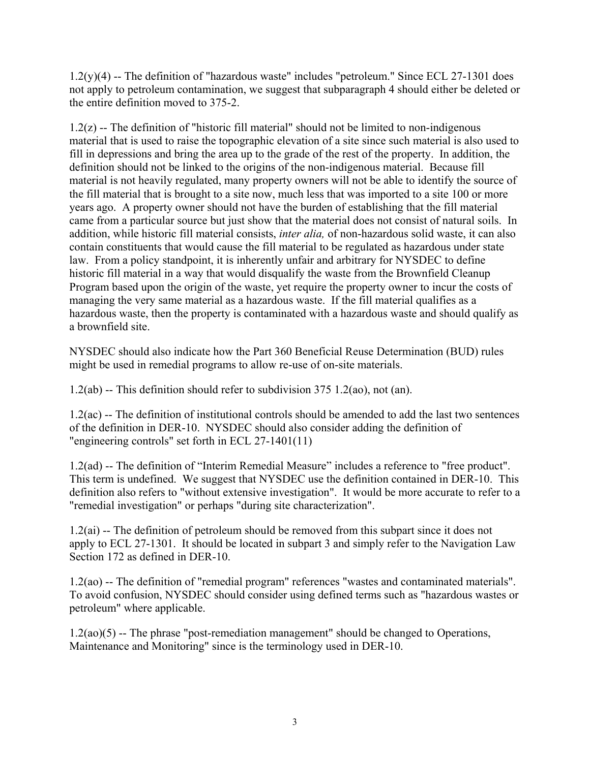1.2(y)(4) -- The definition of "hazardous waste" includes "petroleum." Since ECL 27-1301 does not apply to petroleum contamination, we suggest that subparagraph 4 should either be deleted or the entire definition moved to 375-2.

1.2(z) -- The definition of "historic fill material" should not be limited to non-indigenous material that is used to raise the topographic elevation of a site since such material is also used to fill in depressions and bring the area up to the grade of the rest of the property. In addition, the definition should not be linked to the origins of the non-indigenous material. Because fill material is not heavily regulated, many property owners will not be able to identify the source of the fill material that is brought to a site now, much less that was imported to a site 100 or more years ago. A property owner should not have the burden of establishing that the fill material came from a particular source but just show that the material does not consist of natural soils. In addition, while historic fill material consists, *inter alia,* of non-hazardous solid waste, it can also contain constituents that would cause the fill material to be regulated as hazardous under state law. From a policy standpoint, it is inherently unfair and arbitrary for NYSDEC to define historic fill material in a way that would disqualify the waste from the Brownfield Cleanup Program based upon the origin of the waste, yet require the property owner to incur the costs of managing the very same material as a hazardous waste. If the fill material qualifies as a hazardous waste, then the property is contaminated with a hazardous waste and should qualify as a brownfield site.

NYSDEC should also indicate how the Part 360 Beneficial Reuse Determination (BUD) rules might be used in remedial programs to allow re-use of on-site materials.

1.2(ab) -- This definition should refer to subdivision 375 1.2(ao), not (an).

1.2(ac) -- The definition of institutional controls should be amended to add the last two sentences of the definition in DER-10. NYSDEC should also consider adding the definition of "engineering controls" set forth in ECL 27-1401(11)

1.2(ad) -- The definition of "Interim Remedial Measure" includes a reference to "free product". This term is undefined. We suggest that NYSDEC use the definition contained in DER-10. This definition also refers to "without extensive investigation". It would be more accurate to refer to a "remedial investigation" or perhaps "during site characterization".

1.2(ai) -- The definition of petroleum should be removed from this subpart since it does not apply to ECL 27-1301. It should be located in subpart 3 and simply refer to the Navigation Law Section 172 as defined in DER-10.

1.2(ao) -- The definition of "remedial program" references "wastes and contaminated materials". To avoid confusion, NYSDEC should consider using defined terms such as "hazardous wastes or petroleum" where applicable.

1.2(ao)(5) -- The phrase "post-remediation management" should be changed to Operations, Maintenance and Monitoring" since is the terminology used in DER-10.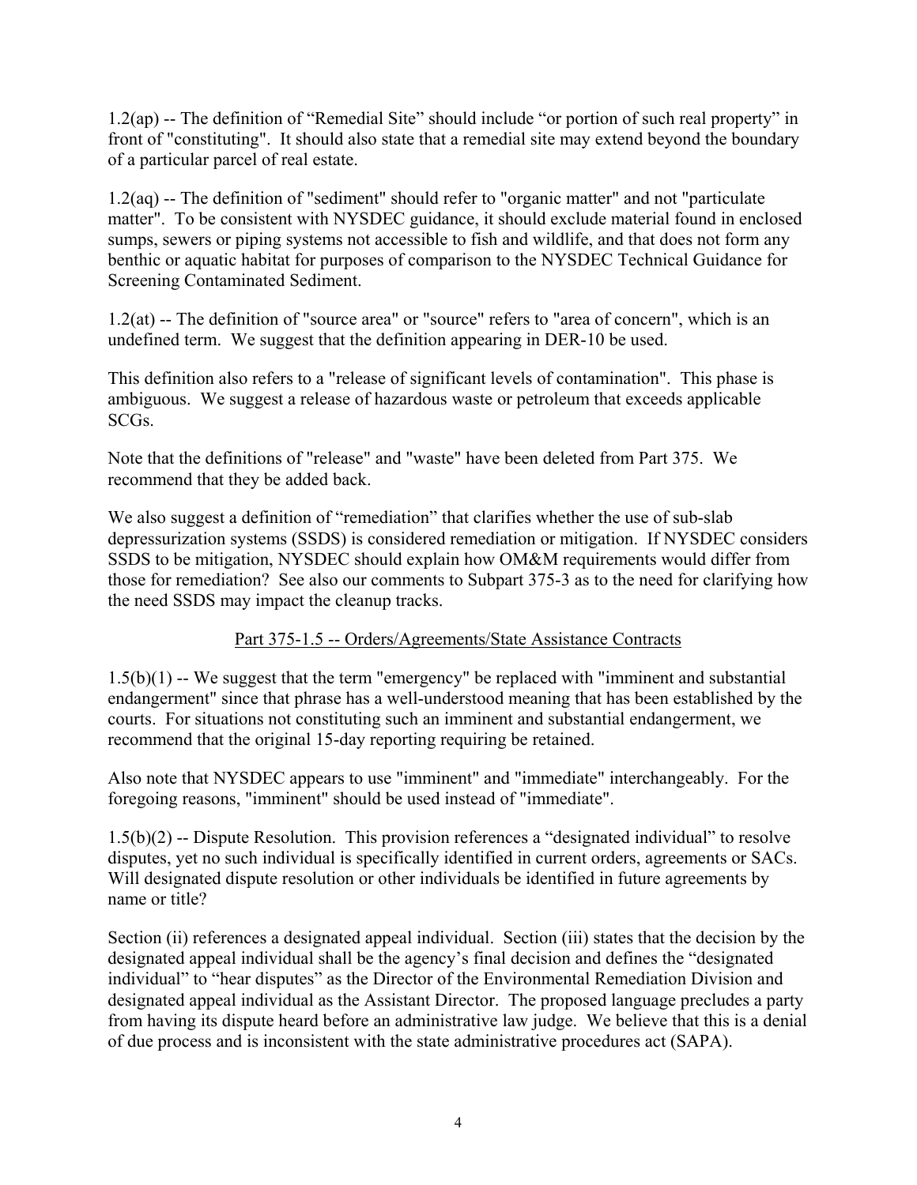1.2(ap) -- The definition of "Remedial Site" should include "or portion of such real property" in front of "constituting". It should also state that a remedial site may extend beyond the boundary of a particular parcel of real estate.

1.2(aq) -- The definition of "sediment" should refer to "organic matter" and not "particulate matter". To be consistent with NYSDEC guidance, it should exclude material found in enclosed sumps, sewers or piping systems not accessible to fish and wildlife, and that does not form any benthic or aquatic habitat for purposes of comparison to the NYSDEC Technical Guidance for Screening Contaminated Sediment.

1.2(at) -- The definition of "source area" or "source" refers to "area of concern", which is an undefined term. We suggest that the definition appearing in DER-10 be used.

This definition also refers to a "release of significant levels of contamination". This phase is ambiguous. We suggest a release of hazardous waste or petroleum that exceeds applicable SCGs.

Note that the definitions of "release" and "waste" have been deleted from Part 375. We recommend that they be added back.

We also suggest a definition of "remediation" that clarifies whether the use of sub-slab depressurization systems (SSDS) is considered remediation or mitigation. If NYSDEC considers SSDS to be mitigation, NYSDEC should explain how OM&M requirements would differ from those for remediation? See also our comments to Subpart 375-3 as to the need for clarifying how the need SSDS may impact the cleanup tracks.

## Part 375-1.5 -- Orders/Agreements/State Assistance Contracts

1.5(b)(1) -- We suggest that the term "emergency" be replaced with "imminent and substantial endangerment" since that phrase has a well-understood meaning that has been established by the courts. For situations not constituting such an imminent and substantial endangerment, we recommend that the original 15-day reporting requiring be retained.

Also note that NYSDEC appears to use "imminent" and "immediate" interchangeably. For the foregoing reasons, "imminent" should be used instead of "immediate".

1.5(b)(2) -- Dispute Resolution. This provision references a "designated individual" to resolve disputes, yet no such individual is specifically identified in current orders, agreements or SACs. Will designated dispute resolution or other individuals be identified in future agreements by name or title?

Section (ii) references a designated appeal individual. Section (iii) states that the decision by the designated appeal individual shall be the agency's final decision and defines the "designated individual" to "hear disputes" as the Director of the Environmental Remediation Division and designated appeal individual as the Assistant Director. The proposed language precludes a party from having its dispute heard before an administrative law judge. We believe that this is a denial of due process and is inconsistent with the state administrative procedures act (SAPA).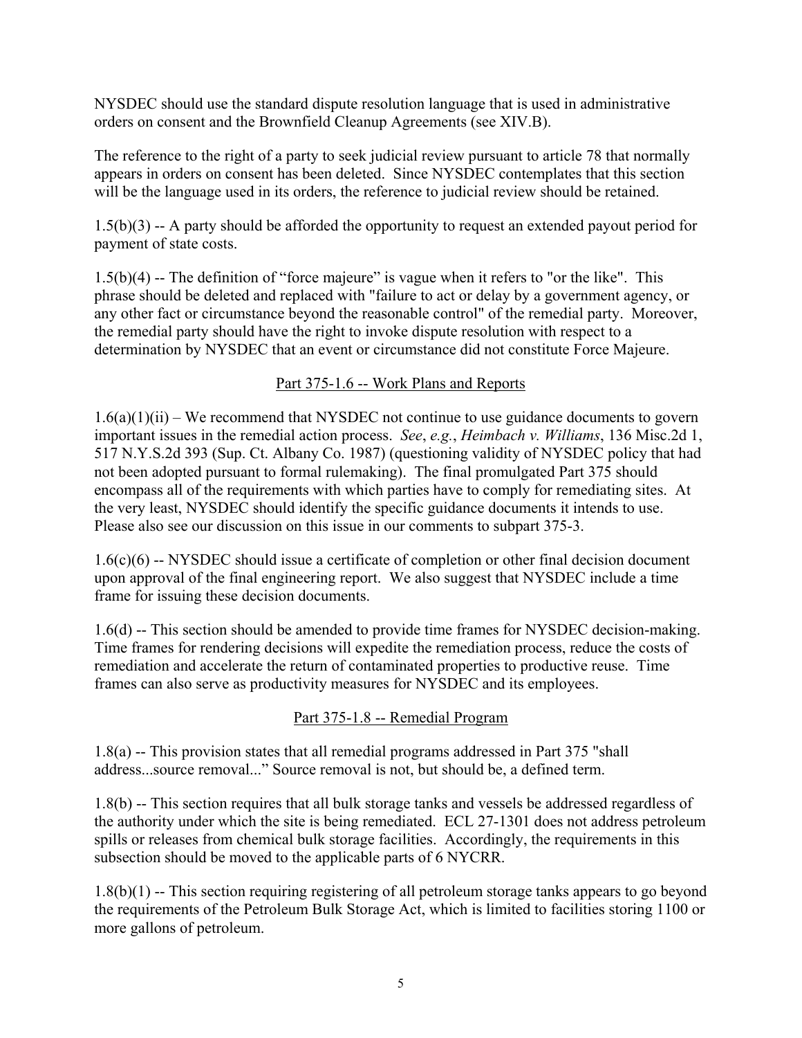NYSDEC should use the standard dispute resolution language that is used in administrative orders on consent and the Brownfield Cleanup Agreements (see XIV.B).

The reference to the right of a party to seek judicial review pursuant to article 78 that normally appears in orders on consent has been deleted. Since NYSDEC contemplates that this section will be the language used in its orders, the reference to judicial review should be retained.

1.5(b)(3) -- A party should be afforded the opportunity to request an extended payout period for payment of state costs.

1.5(b)(4) -- The definition of "force majeure" is vague when it refers to "or the like". This phrase should be deleted and replaced with "failure to act or delay by a government agency, or any other fact or circumstance beyond the reasonable control" of the remedial party. Moreover, the remedial party should have the right to invoke dispute resolution with respect to a determination by NYSDEC that an event or circumstance did not constitute Force Majeure.

## Part 375-1.6 -- Work Plans and Reports

1.6(a)(1)(ii) – We recommend that NYSDEC not continue to use guidance documents to govern important issues in the remedial action process. *See*, *e.g.*, *Heimbach v. Williams*, 136 Misc.2d 1, 517 N.Y.S.2d 393 (Sup. Ct. Albany Co. 1987) (questioning validity of NYSDEC policy that had not been adopted pursuant to formal rulemaking). The final promulgated Part 375 should encompass all of the requirements with which parties have to comply for remediating sites. At the very least, NYSDEC should identify the specific guidance documents it intends to use. Please also see our discussion on this issue in our comments to subpart 375-3.

1.6(c)(6) -- NYSDEC should issue a certificate of completion or other final decision document upon approval of the final engineering report. We also suggest that NYSDEC include a time frame for issuing these decision documents.

1.6(d) -- This section should be amended to provide time frames for NYSDEC decision-making. Time frames for rendering decisions will expedite the remediation process, reduce the costs of remediation and accelerate the return of contaminated properties to productive reuse. Time frames can also serve as productivity measures for NYSDEC and its employees.

## Part 375-1.8 -- Remedial Program

1.8(a) -- This provision states that all remedial programs addressed in Part 375 "shall address...source removal..." Source removal is not, but should be, a defined term.

1.8(b) -- This section requires that all bulk storage tanks and vessels be addressed regardless of the authority under which the site is being remediated. ECL 27-1301 does not address petroleum spills or releases from chemical bulk storage facilities. Accordingly, the requirements in this subsection should be moved to the applicable parts of 6 NYCRR.

1.8(b)(1) -- This section requiring registering of all petroleum storage tanks appears to go beyond the requirements of the Petroleum Bulk Storage Act, which is limited to facilities storing 1100 or more gallons of petroleum.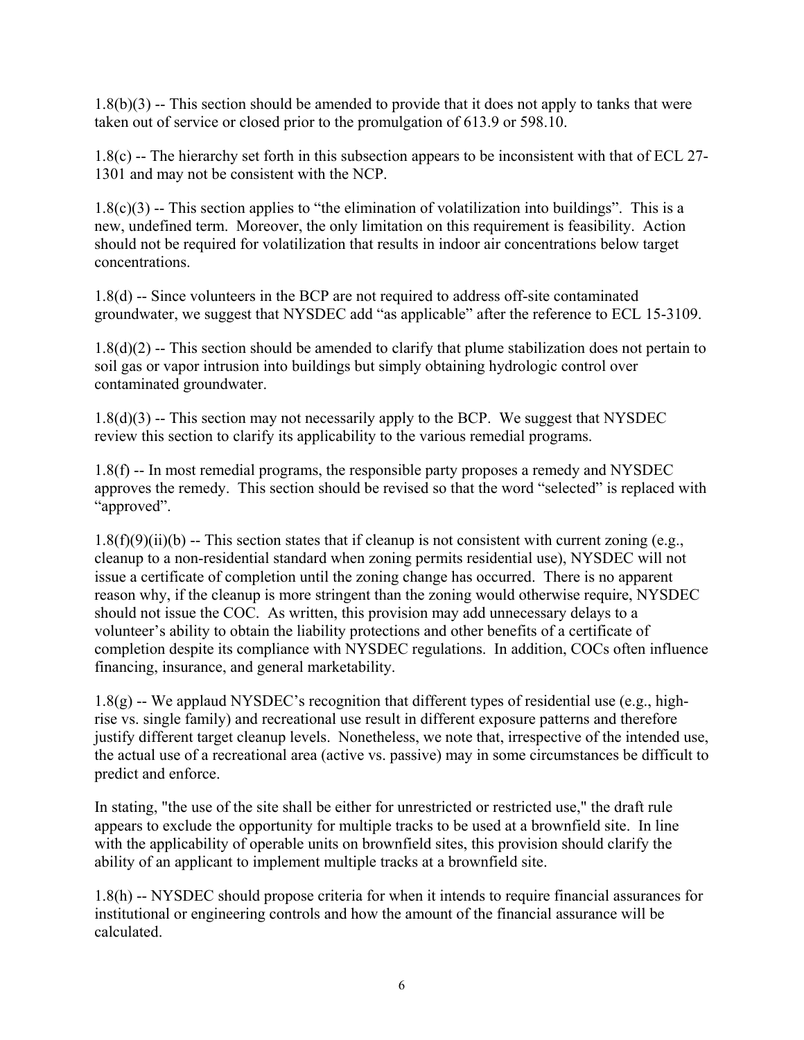1.8(b)(3) -- This section should be amended to provide that it does not apply to tanks that were taken out of service or closed prior to the promulgation of 613.9 or 598.10.

1.8(c) -- The hierarchy set forth in this subsection appears to be inconsistent with that of ECL 27-1301 and may not be consistent with the NCP.

1.8(c)(3) -- This section applies to "the elimination of volatilization into buildings". This is a new, undefined term. Moreover, the only limitation on this requirement is feasibility. Action should not be required for volatilization that results in indoor air concentrations below target concentrations.

1.8(d) -- Since volunteers in the BCP are not required to address off-site contaminated groundwater, we suggest that NYSDEC add "as applicable" after the reference to ECL 15-3109.

1.8(d)(2) -- This section should be amended to clarify that plume stabilization does not pertain to soil gas or vapor intrusion into buildings but simply obtaining hydrologic control over contaminated groundwater.

1.8(d)(3) -- This section may not necessarily apply to the BCP. We suggest that NYSDEC review this section to clarify its applicability to the various remedial programs.

1.8(f) -- In most remedial programs, the responsible party proposes a remedy and NYSDEC approves the remedy. This section should be revised so that the word "selected" is replaced with "approved".

1.8(f)(9)(ii)(b) -- This section states that if cleanup is not consistent with current zoning (e.g., cleanup to a non-residential standard when zoning permits residential use), NYSDEC will not issue a certificate of completion until the zoning change has occurred. There is no apparent reason why, if the cleanup is more stringent than the zoning would otherwise require, NYSDEC should not issue the COC. As written, this provision may add unnecessary delays to a volunteer's ability to obtain the liability protections and other benefits of a certificate of completion despite its compliance with NYSDEC regulations. In addition, COCs often influence financing, insurance, and general marketability.

1.8(g) -- We applaud NYSDEC's recognition that different types of residential use (e.g., high-rise vs. single family) and recreational use result in different exposure patterns and therefore justify different target cleanup levels. Nonetheless, we note that, irrespective of the intended use, the actual use of a recreational area (active vs. passive) may in some circumstances be difficult to predict and enforce.

In stating, "the use of the site shall be either for unrestricted or restricted use," the draft rule appears to exclude the opportunity for multiple tracks to be used at a brownfield site. In line with the applicability of operable units on brownfield sites, this provision should clarify the ability of an applicant to implement multiple tracks at a brownfield site.

1.8(h) -- NYSDEC should propose criteria for when it intends to require financial assurances for institutional or engineering controls and how the amount of the financial assurance will be calculated.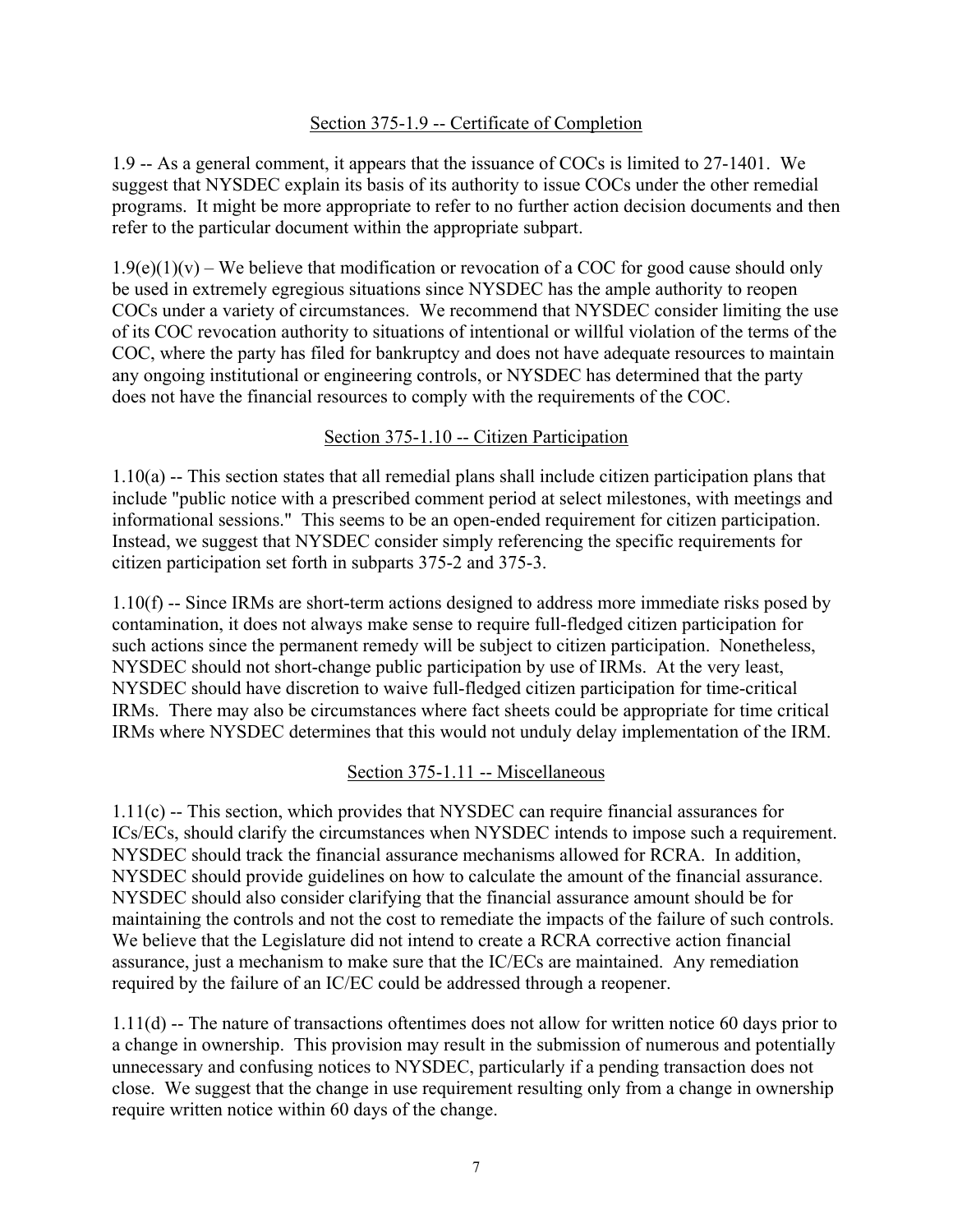## Section 375-1.9 -- Certificate of Completion

1.9 -- As a general comment, it appears that the issuance of COCs is limited to 27-1401. We suggest that NYSDEC explain its basis of its authority to issue COCs under the other remedial programs. It might be more appropriate to refer to no further action decision documents and then refer to the particular document within the appropriate subpart.

1.9(e)(1)(v) – We believe that modification or revocation of a COC for good cause should only be used in extremely egregious situations since NYSDEC has the ample authority to reopen COCs under a variety of circumstances. We recommend that NYSDEC consider limiting the use of its COC revocation authority to situations of intentional or willful violation of the terms of the COC, where the party has filed for bankruptcy and does not have adequate resources to maintain any ongoing institutional or engineering controls, or NYSDEC has determined that the party does not have the financial resources to comply with the requirements of the COC.

## Section 375-1.10 -- Citizen Participation

1.10(a) -- This section states that all remedial plans shall include citizen participation plans that include "public notice with a prescribed comment period at select milestones, with meetings and informational sessions." This seems to be an open-ended requirement for citizen participation. Instead, we suggest that NYSDEC consider simply referencing the specific requirements for citizen participation set forth in subparts 375-2 and 375-3.

1.10(f) -- Since IRMs are short-term actions designed to address more immediate risks posed by contamination, it does not always make sense to require full-fledged citizen participation for such actions since the permanent remedy will be subject to citizen participation. Nonetheless, NYSDEC should not short-change public participation by use of IRMs. At the very least, NYSDEC should have discretion to waive full-fledged citizen participation for time-critical IRMs. There may also be circumstances where fact sheets could be appropriate for time critical IRMs where NYSDEC determines that this would not unduly delay implementation of the IRM.

## Section 375-1.11 -- Miscellaneous

1.11(c) -- This section, which provides that NYSDEC can require financial assurances for ICs/ECs, should clarify the circumstances when NYSDEC intends to impose such a requirement. NYSDEC should track the financial assurance mechanisms allowed for RCRA. In addition, NYSDEC should provide guidelines on how to calculate the amount of the financial assurance. NYSDEC should also consider clarifying that the financial assurance amount should be for maintaining the controls and not the cost to remediate the impacts of the failure of such controls. We believe that the Legislature did not intend to create a RCRA corrective action financial assurance, just a mechanism to make sure that the IC/ECs are maintained. Any remediation required by the failure of an IC/EC could be addressed through a reopener.

1.11(d) -- The nature of transactions oftentimes does not allow for written notice 60 days prior to a change in ownership. This provision may result in the submission of numerous and potentially unnecessary and confusing notices to NYSDEC, particularly if a pending transaction does not close. We suggest that the change in use requirement resulting only from a change in ownership require written notice within 60 days of the change.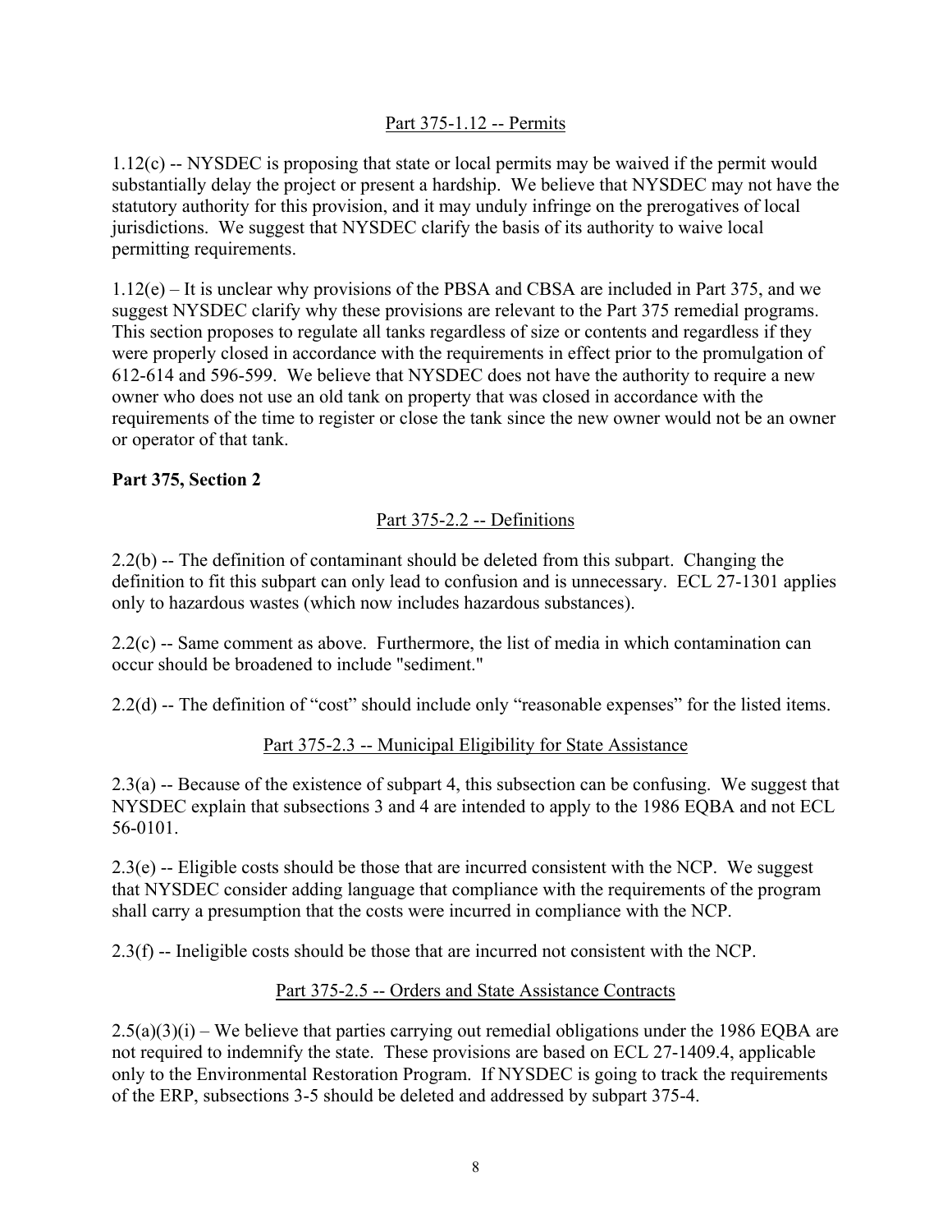<u>Part 375-1.12 -- Permits</u>

1.12(c) -- NYSDEC is proposing that state or local permits may be waived if the permit would substantially delay the project or present a hardship. We believe that NYSDEC may not have the statutory authority for this provision, and it may unduly infringe on the prerogatives of local jurisdictions. We suggest that NYSDEC clarify the basis of its authority to waive local permitting requirements.

1.12(e) – It is unclear why provisions of the PBSA and CBSA are included in Part 375, and we suggest NYSDEC clarify why these provisions are relevant to the Part 375 remedial programs. This section proposes to regulate all tanks regardless of size or contents and regardless if they were properly closed in accordance with the requirements in effect prior to the promulgation of 612-614 and 596-599. We believe that NYSDEC does not have the authority to require a new owner who does not use an old tank on property that was closed in accordance with the requirements of the time to register or close the tank since the new owner would not be an owner or operator of that tank.

**Part 375, Section 2**

<u>Part 375-2.2 -- Definitions</u>

2.2(b) -- The definition of contaminant should be deleted from this subpart. Changing the definition to fit this subpart can only lead to confusion and is unnecessary. ECL 27-1301 applies only to hazardous wastes (which now includes hazardous substances).

2.2(c) -- Same comment as above. Furthermore, the list of media in which contamination can occur should be broadened to include "sediment."

2.2(d) -- The definition of "cost" should include only "reasonable expenses" for the listed items.

<u>Part 375-2.3 -- Municipal Eligibility for State Assistance</u>

2.3(a) -- Because of the existence of subpart 4, this subsection can be confusing. We suggest that NYSDEC explain that subsections 3 and 4 are intended to apply to the 1986 EQBA and not ECL 56-0101.

2.3(e) -- Eligible costs should be those that are incurred consistent with the NCP. We suggest that NYSDEC consider adding language that compliance with the requirements of the program shall carry a presumption that the costs were incurred in compliance with the NCP.

2.3(f) -- Ineligible costs should be those that are incurred not consistent with the NCP.

<u>Part 375-2.5 -- Orders and State Assistance Contracts</u>

2.5(a)(3)(i) – We believe that parties carrying out remedial obligations under the 1986 EQBA are not required to indemnify the state. These provisions are based on ECL 27-1409.4, applicable only to the Environmental Restoration Program. If NYSDEC is going to track the requirements of the ERP, subsections 3-5 should be deleted and addressed by subpart 375-4.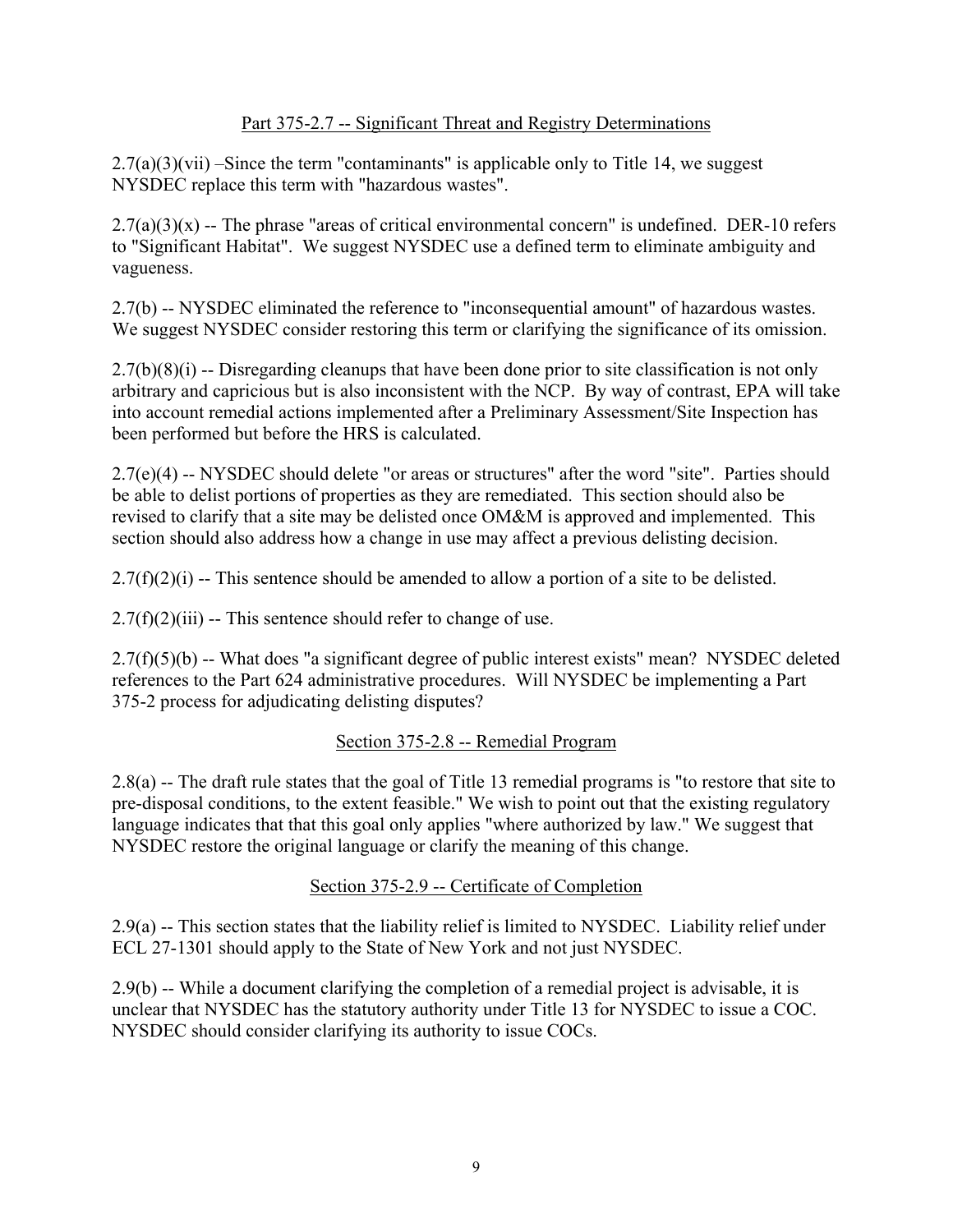## Part 375-2.7 -- Significant Threat and Registry Determinations

2.7(a)(3)(vii) –Since the term "contaminants" is applicable only to Title 14, we suggest NYSDEC replace this term with "hazardous wastes".

2.7(a)(3)(x) -- The phrase "areas of critical environmental concern" is undefined. DER-10 refers to "Significant Habitat". We suggest NYSDEC use a defined term to eliminate ambiguity and vagueness.

2.7(b) -- NYSDEC eliminated the reference to "inconsequential amount" of hazardous wastes. We suggest NYSDEC consider restoring this term or clarifying the significance of its omission.

2.7(b)(8)(i) -- Disregarding cleanups that have been done prior to site classification is not only arbitrary and capricious but is also inconsistent with the NCP. By way of contrast, EPA will take into account remedial actions implemented after a Preliminary Assessment/Site Inspection has been performed but before the HRS is calculated.

2.7(e)(4) -- NYSDEC should delete "or areas or structures" after the word "site". Parties should be able to delist portions of properties as they are remediated. This section should also be revised to clarify that a site may be delisted once OM&M is approved and implemented. This section should also address how a change in use may affect a previous delisting decision.

2.7(f)(2)(i) -- This sentence should be amended to allow a portion of a site to be delisted.

2.7(f)(2)(iii) -- This sentence should refer to change of use.

2.7(f)(5)(b) -- What does "a significant degree of public interest exists" mean? NYSDEC deleted references to the Part 624 administrative procedures. Will NYSDEC be implementing a Part 375-2 process for adjudicating delisting disputes?

## Section 375-2.8 -- Remedial Program

2.8(a) -- The draft rule states that the goal of Title 13 remedial programs is "to restore that site to pre-disposal conditions, to the extent feasible." We wish to point out that the existing regulatory language indicates that that this goal only applies "where authorized by law." We suggest that NYSDEC restore the original language or clarify the meaning of this change.

## Section 375-2.9 -- Certificate of Completion

2.9(a) -- This section states that the liability relief is limited to NYSDEC. Liability relief under ECL 27-1301 should apply to the State of New York and not just NYSDEC.

2.9(b) -- While a document clarifying the completion of a remedial project is advisable, it is unclear that NYSDEC has the statutory authority under Title 13 for NYSDEC to issue a COC. NYSDEC should consider clarifying its authority to issue COCs.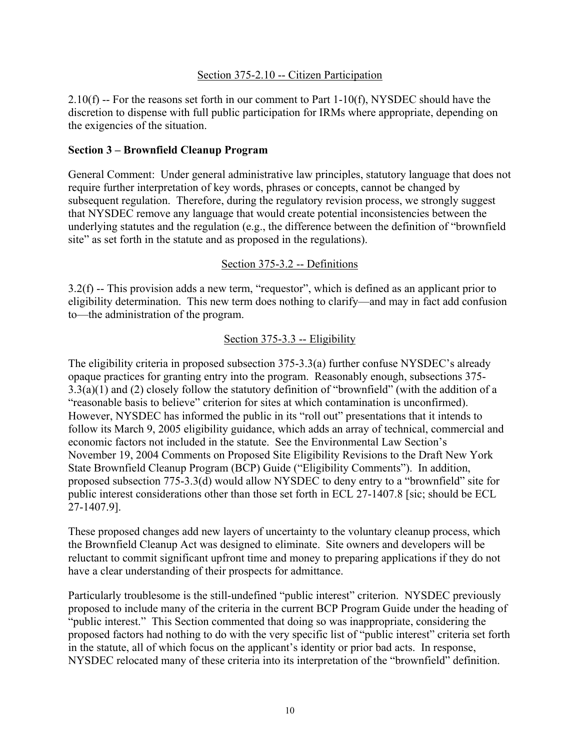Section 375-2.10 -- Citizen Participation

2.10(f) -- For the reasons set forth in our comment to Part 1-10(f), NYSDEC should have the discretion to dispense with full public participation for IRMs where appropriate, depending on the exigencies of the situation.

**Section 3 – Brownfield Cleanup Program**

General Comment: Under general administrative law principles, statutory language that does not require further interpretation of key words, phrases or concepts, cannot be changed by subsequent regulation. Therefore, during the regulatory revision process, we strongly suggest that NYSDEC remove any language that would create potential inconsistencies between the underlying statutes and the regulation (e.g., the difference between the definition of "brownfield site" as set forth in the statute and as proposed in the regulations).

Section 375-3.2 -- Definitions

3.2(f) -- This provision adds a new term, "requestor", which is defined as an applicant prior to eligibility determination. This new term does nothing to clarify—and may in fact add confusion to—the administration of the program.

Section 375-3.3 -- Eligibility

The eligibility criteria in proposed subsection 375-3.3(a) further confuse NYSDEC's already opaque practices for granting entry into the program. Reasonably enough, subsections 375-3.3(a)(1) and (2) closely follow the statutory definition of "brownfield" (with the addition of a "reasonable basis to believe" criterion for sites at which contamination is unconfirmed). However, NYSDEC has informed the public in its "roll out" presentations that it intends to follow its March 9, 2005 eligibility guidance, which adds an array of technical, commercial and economic factors not included in the statute. See the Environmental Law Section's November 19, 2004 Comments on Proposed Site Eligibility Revisions to the Draft New York State Brownfield Cleanup Program (BCP) Guide ("Eligibility Comments"). In addition, proposed subsection 775-3.3(d) would allow NYSDEC to deny entry to a "brownfield" site for public interest considerations other than those set forth in ECL 27-1407.8 [sic; should be ECL 27-1407.9].

These proposed changes add new layers of uncertainty to the voluntary cleanup process, which the Brownfield Cleanup Act was designed to eliminate. Site owners and developers will be reluctant to commit significant upfront time and money to preparing applications if they do not have a clear understanding of their prospects for admittance.

Particularly troublesome is the still-undefined "public interest" criterion. NYSDEC previously proposed to include many of the criteria in the current BCP Program Guide under the heading of "public interest." This Section commented that doing so was inappropriate, considering the proposed factors had nothing to do with the very specific list of "public interest" criteria set forth in the statute, all of which focus on the applicant's identity or prior bad acts. In response, NYSDEC relocated many of these criteria into its interpretation of the "brownfield" definition.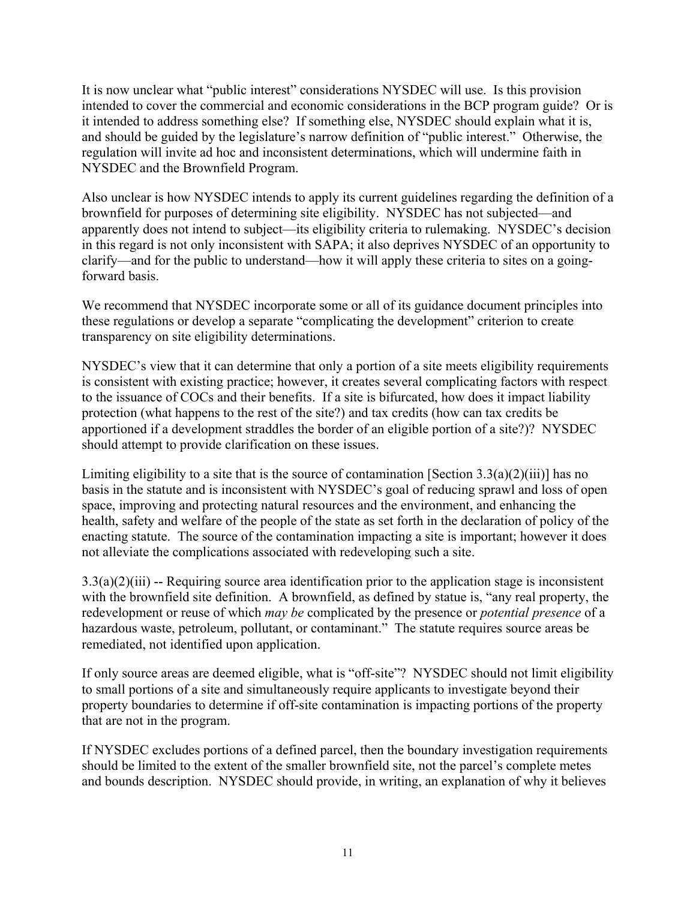It is now unclear what "public interest" considerations NYSDEC will use. Is this provision intended to cover the commercial and economic considerations in the BCP program guide? Or is it intended to address something else? If something else, NYSDEC should explain what it is, and should be guided by the legislature's narrow definition of "public interest." Otherwise, the regulation will invite ad hoc and inconsistent determinations, which will undermine faith in NYSDEC and the Brownfield Program.

Also unclear is how NYSDEC intends to apply its current guidelines regarding the definition of a brownfield for purposes of determining site eligibility. NYSDEC has not subjected—and apparently does not intend to subject—its eligibility criteria to rulemaking. NYSDEC's decision in this regard is not only inconsistent with SAPA; it also deprives NYSDEC of an opportunity to clarify—and for the public to understand—how it will apply these criteria to sites on a going-forward basis.

We recommend that NYSDEC incorporate some or all of its guidance document principles into these regulations or develop a separate "complicating the development" criterion to create transparency on site eligibility determinations.

NYSDEC's view that it can determine that only a portion of a site meets eligibility requirements is consistent with existing practice; however, it creates several complicating factors with respect to the issuance of COCs and their benefits. If a site is bifurcated, how does it impact liability protection (what happens to the rest of the site?) and tax credits (how can tax credits be apportioned if a development straddles the border of an eligible portion of a site?)? NYSDEC should attempt to provide clarification on these issues.

Limiting eligibility to a site that is the source of contamination [Section 3.3(a)(2)(iii)] has no basis in the statute and is inconsistent with NYSDEC's goal of reducing sprawl and loss of open space, improving and protecting natural resources and the environment, and enhancing the health, safety and welfare of the people of the state as set forth in the declaration of policy of the enacting statute. The source of the contamination impacting a site is important; however it does not alleviate the complications associated with redeveloping such a site.

3.3(a)(2)(iii) -- Requiring source area identification prior to the application stage is inconsistent with the brownfield site definition. A brownfield, as defined by statue is, "any real property, the redevelopment or reuse of which *may be* complicated by the presence or *potential presence* of a hazardous waste, petroleum, pollutant, or contaminant." The statute requires source areas be remediated, not identified upon application.

If only source areas are deemed eligible, what is "off-site"? NYSDEC should not limit eligibility to small portions of a site and simultaneously require applicants to investigate beyond their property boundaries to determine if off-site contamination is impacting portions of the property that are not in the program.

If NYSDEC excludes portions of a defined parcel, then the boundary investigation requirements should be limited to the extent of the smaller brownfield site, not the parcel's complete metes and bounds description. NYSDEC should provide, in writing, an explanation of why it believes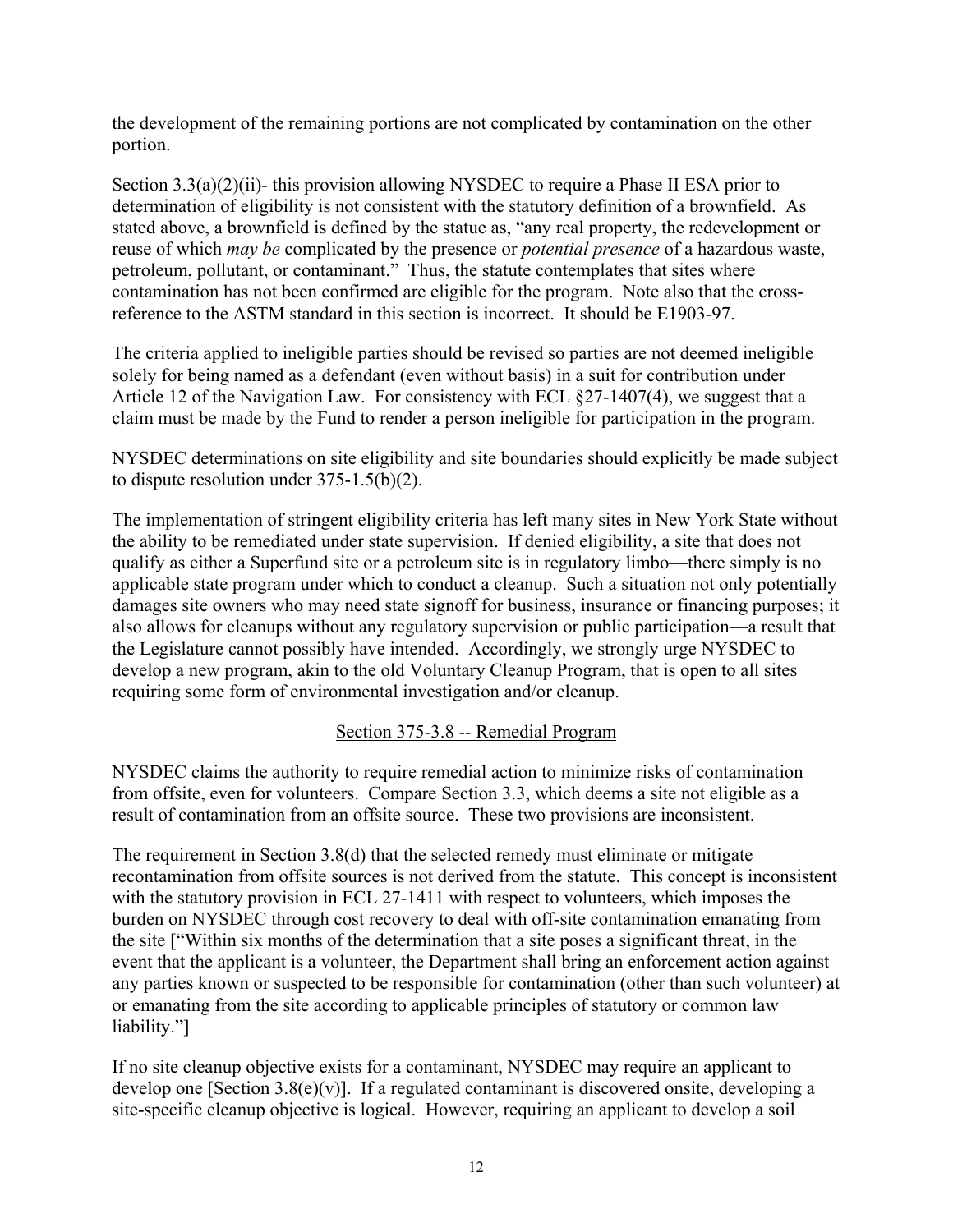the development of the remaining portions are not complicated by contamination on the other portion.

Section 3.3(a)(2)(ii)- this provision allowing NYSDEC to require a Phase II ESA prior to determination of eligibility is not consistent with the statutory definition of a brownfield. As stated above, a brownfield is defined by the statue as, "any real property, the redevelopment or reuse of which *may be* complicated by the presence or *potential presence* of a hazardous waste, petroleum, pollutant, or contaminant." Thus, the statute contemplates that sites where contamination has not been confirmed are eligible for the program. Note also that the cross-reference to the ASTM standard in this section is incorrect. It should be E1903-97.

The criteria applied to ineligible parties should be revised so parties are not deemed ineligible solely for being named as a defendant (even without basis) in a suit for contribution under Article 12 of the Navigation Law. For consistency with ECL §27-1407(4), we suggest that a claim must be made by the Fund to render a person ineligible for participation in the program.

NYSDEC determinations on site eligibility and site boundaries should explicitly be made subject to dispute resolution under 375-1.5(b)(2).

The implementation of stringent eligibility criteria has left many sites in New York State without the ability to be remediated under state supervision. If denied eligibility, a site that does not qualify as either a Superfund site or a petroleum site is in regulatory limbo—there simply is no applicable state program under which to conduct a cleanup. Such a situation not only potentially damages site owners who may need state signoff for business, insurance or financing purposes; it also allows for cleanups without any regulatory supervision or public participation—a result that the Legislature cannot possibly have intended. Accordingly, we strongly urge NYSDEC to develop a new program, akin to the old Voluntary Cleanup Program, that is open to all sites requiring some form of environmental investigation and/or cleanup.

## Section 375-3.8 -- Remedial Program

NYSDEC claims the authority to require remedial action to minimize risks of contamination from offsite, even for volunteers. Compare Section 3.3, which deems a site not eligible as a result of contamination from an offsite source. These two provisions are inconsistent.

The requirement in Section 3.8(d) that the selected remedy must eliminate or mitigate recontamination from offsite sources is not derived from the statute. This concept is inconsistent with the statutory provision in ECL 27-1411 with respect to volunteers, which imposes the burden on NYSDEC through cost recovery to deal with off-site contamination emanating from the site ["Within six months of the determination that a site poses a significant threat, in the event that the applicant is a volunteer, the Department shall bring an enforcement action against any parties known or suspected to be responsible for contamination (other than such volunteer) at or emanating from the site according to applicable principles of statutory or common law liability."]

If no site cleanup objective exists for a contaminant, NYSDEC may require an applicant to develop one [Section 3.8(e)(v)]. If a regulated contaminant is discovered onsite, developing a site-specific cleanup objective is logical. However, requiring an applicant to develop a soil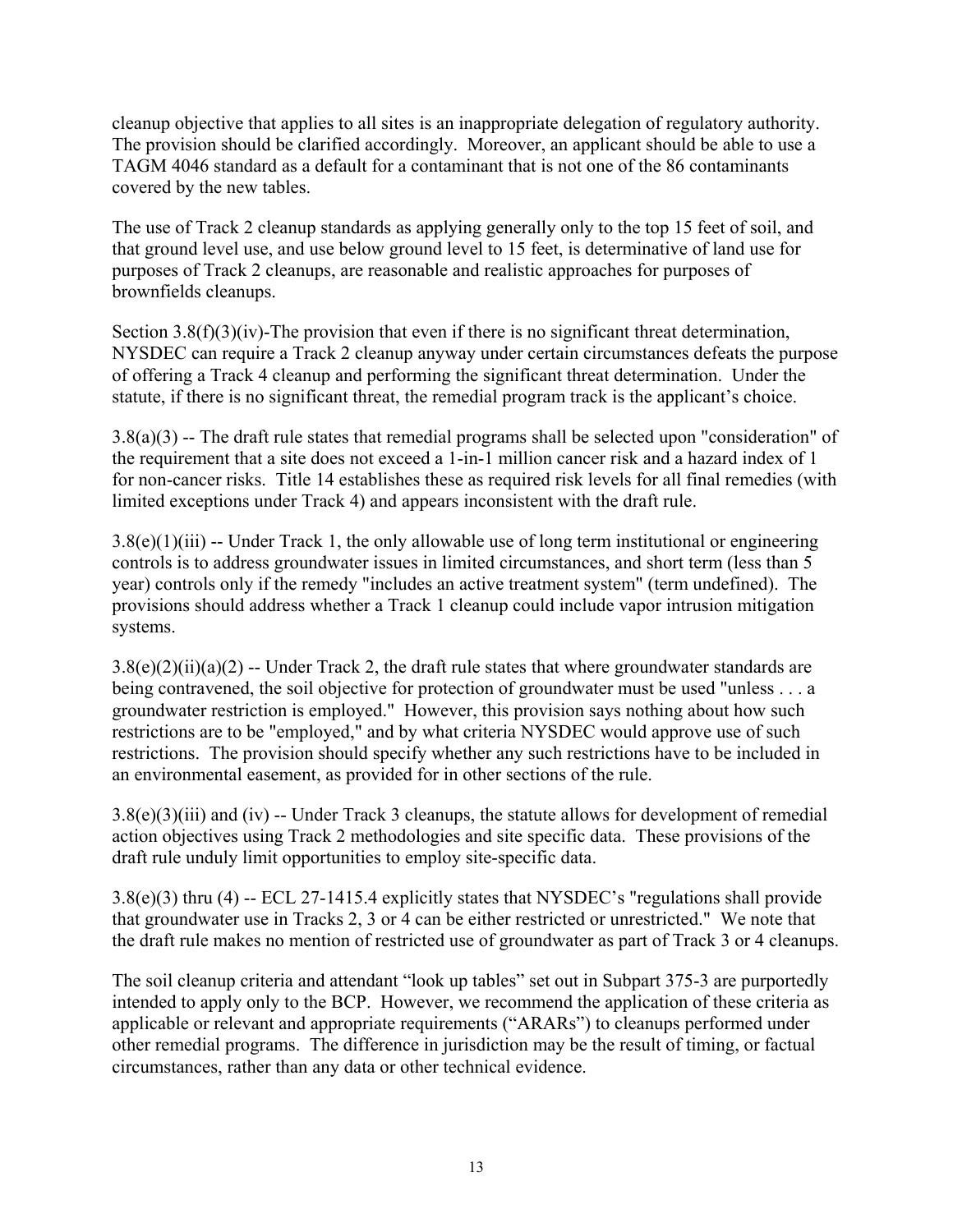cleanup objective that applies to all sites is an inappropriate delegation of regulatory authority. The provision should be clarified accordingly. Moreover, an applicant should be able to use a TAGM 4046 standard as a default for a contaminant that is not one of the 86 contaminants covered by the new tables.

The use of Track 2 cleanup standards as applying generally only to the top 15 feet of soil, and that ground level use, and use below ground level to 15 feet, is determinative of land use for purposes of Track 2 cleanups, are reasonable and realistic approaches for purposes of brownfields cleanups.

Section 3.8(f)(3)(iv)-The provision that even if there is no significant threat determination, NYSDEC can require a Track 2 cleanup anyway under certain circumstances defeats the purpose of offering a Track 4 cleanup and performing the significant threat determination. Under the statute, if there is no significant threat, the remedial program track is the applicant's choice.

3.8(a)(3) -- The draft rule states that remedial programs shall be selected upon "consideration" of the requirement that a site does not exceed a 1-in-1 million cancer risk and a hazard index of 1 for non-cancer risks. Title 14 establishes these as required risk levels for all final remedies (with limited exceptions under Track 4) and appears inconsistent with the draft rule.

3.8(e)(1)(iii) -- Under Track 1, the only allowable use of long term institutional or engineering controls is to address groundwater issues in limited circumstances, and short term (less than 5 year) controls only if the remedy "includes an active treatment system" (term undefined). The provisions should address whether a Track 1 cleanup could include vapor intrusion mitigation systems.

3.8(e)(2)(ii)(a)(2) -- Under Track 2, the draft rule states that where groundwater standards are being contravened, the soil objective for protection of groundwater must be used "unless . . . a groundwater restriction is employed." However, this provision says nothing about how such restrictions are to be "employed," and by what criteria NYSDEC would approve use of such restrictions. The provision should specify whether any such restrictions have to be included in an environmental easement, as provided for in other sections of the rule.

3.8(e)(3)(iii) and (iv) -- Under Track 3 cleanups, the statute allows for development of remedial action objectives using Track 2 methodologies and site specific data. These provisions of the draft rule unduly limit opportunities to employ site-specific data.

3.8(e)(3) thru (4) -- ECL 27-1415.4 explicitly states that NYSDEC's "regulations shall provide that groundwater use in Tracks 2, 3 or 4 can be either restricted or unrestricted." We note that the draft rule makes no mention of restricted use of groundwater as part of Track 3 or 4 cleanups.

The soil cleanup criteria and attendant "look up tables" set out in Subpart 375-3 are purportedly intended to apply only to the BCP. However, we recommend the application of these criteria as applicable or relevant and appropriate requirements ("ARARs") to cleanups performed under other remedial programs. The difference in jurisdiction may be the result of timing, or factual circumstances, rather than any data or other technical evidence.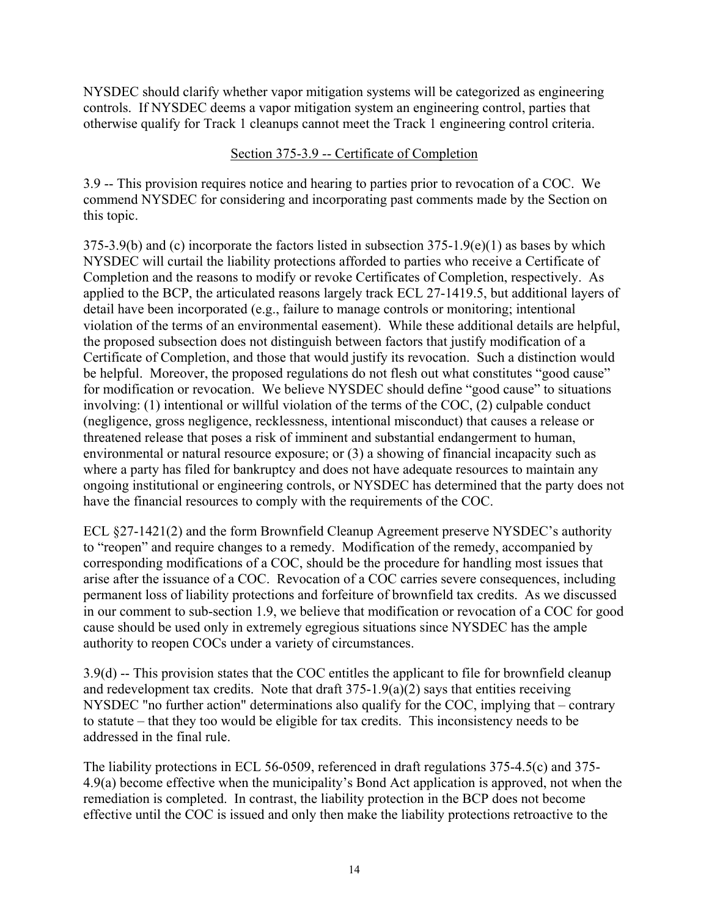NYSDEC should clarify whether vapor mitigation systems will be categorized as engineering controls. If NYSDEC deems a vapor mitigation system an engineering control, parties that otherwise qualify for Track 1 cleanups cannot meet the Track 1 engineering control criteria.

### Section 375-3.9 -- Certificate of Completion

3.9 -- This provision requires notice and hearing to parties prior to revocation of a COC. We commend NYSDEC for considering and incorporating past comments made by the Section on this topic.

375-3.9(b) and (c) incorporate the factors listed in subsection 375-1.9(e)(1) as bases by which NYSDEC will curtail the liability protections afforded to parties who receive a Certificate of Completion and the reasons to modify or revoke Certificates of Completion, respectively. As applied to the BCP, the articulated reasons largely track ECL 27-1419.5, but additional layers of detail have been incorporated (e.g., failure to manage controls or monitoring; intentional violation of the terms of an environmental easement). While these additional details are helpful, the proposed subsection does not distinguish between factors that justify modification of a Certificate of Completion, and those that would justify its revocation. Such a distinction would be helpful. Moreover, the proposed regulations do not flesh out what constitutes "good cause" for modification or revocation. We believe NYSDEC should define "good cause" to situations involving: (1) intentional or willful violation of the terms of the COC, (2) culpable conduct (negligence, gross negligence, recklessness, intentional misconduct) that causes a release or threatened release that poses a risk of imminent and substantial endangerment to human, environmental or natural resource exposure; or (3) a showing of financial incapacity such as where a party has filed for bankruptcy and does not have adequate resources to maintain any ongoing institutional or engineering controls, or NYSDEC has determined that the party does not have the financial resources to comply with the requirements of the COC.

ECL §27-1421(2) and the form Brownfield Cleanup Agreement preserve NYSDEC's authority to "reopen" and require changes to a remedy. Modification of the remedy, accompanied by corresponding modifications of a COC, should be the procedure for handling most issues that arise after the issuance of a COC. Revocation of a COC carries severe consequences, including permanent loss of liability protections and forfeiture of brownfield tax credits. As we discussed in our comment to sub-section 1.9, we believe that modification or revocation of a COC for good cause should be used only in extremely egregious situations since NYSDEC has the ample authority to reopen COCs under a variety of circumstances.

3.9(d) -- This provision states that the COC entitles the applicant to file for brownfield cleanup and redevelopment tax credits. Note that draft 375-1.9(a)(2) says that entities receiving NYSDEC "no further action" determinations also qualify for the COC, implying that – contrary to statute – that they too would be eligible for tax credits. This inconsistency needs to be addressed in the final rule.

The liability protections in ECL 56-0509, referenced in draft regulations 375-4.5(c) and 375-4.9(a) become effective when the municipality's Bond Act application is approved, not when the remediation is completed. In contrast, the liability protection in the BCP does not become effective until the COC is issued and only then make the liability protections retroactive to the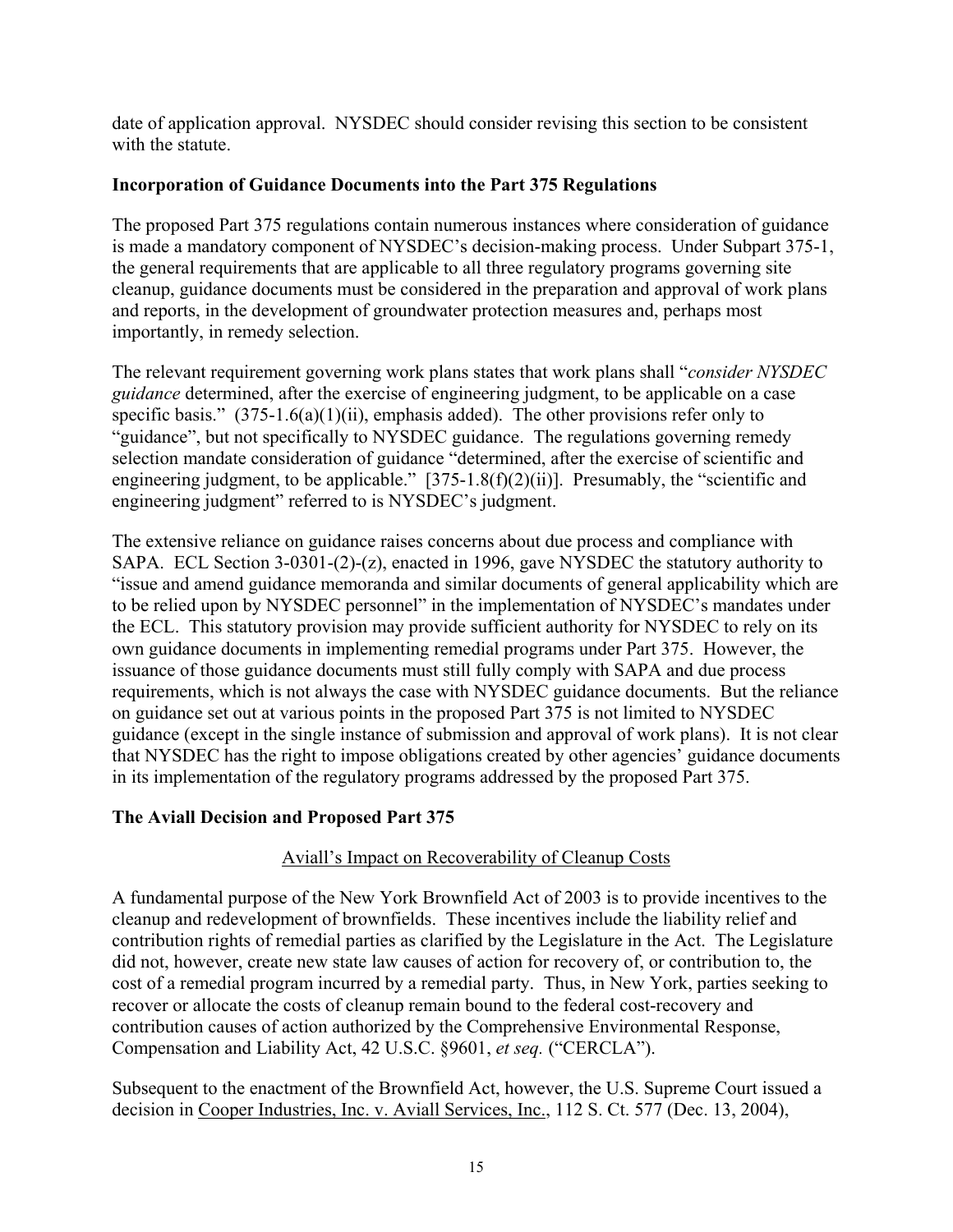date of application approval. NYSDEC should consider revising this section to be consistent with the statute.

**Incorporation of Guidance Documents into the Part 375 Regulations**

The proposed Part 375 regulations contain numerous instances where consideration of guidance is made a mandatory component of NYSDEC's decision-making process. Under Subpart 375-1, the general requirements that are applicable to all three regulatory programs governing site cleanup, guidance documents must be considered in the preparation and approval of work plans and reports, in the development of groundwater protection measures and, perhaps most importantly, in remedy selection.

The relevant requirement governing work plans states that work plans shall "*consider NYSDEC guidance* determined, after the exercise of engineering judgment, to be applicable on a case specific basis." (375-1.6(a)(1)(ii), emphasis added). The other provisions refer only to "guidance", but not specifically to NYSDEC guidance. The regulations governing remedy selection mandate consideration of guidance "determined, after the exercise of scientific and engineering judgment, to be applicable." [375-1.8(f)(2)(ii)]. Presumably, the "scientific and engineering judgment" referred to is NYSDEC's judgment.

The extensive reliance on guidance raises concerns about due process and compliance with SAPA. ECL Section 3-0301-(2)-(z), enacted in 1996, gave NYSDEC the statutory authority to "issue and amend guidance memoranda and similar documents of general applicability which are to be relied upon by NYSDEC personnel" in the implementation of NYSDEC's mandates under the ECL. This statutory provision may provide sufficient authority for NYSDEC to rely on its own guidance documents in implementing remedial programs under Part 375. However, the issuance of those guidance documents must still fully comply with SAPA and due process requirements, which is not always the case with NYSDEC guidance documents. But the reliance on guidance set out at various points in the proposed Part 375 is not limited to NYSDEC guidance (except in the single instance of submission and approval of work plans). It is not clear that NYSDEC has the right to impose obligations created by other agencies' guidance documents in its implementation of the regulatory programs addressed by the proposed Part 375.

**The Aviall Decision and Proposed Part 375**

Aviall's Impact on Recoverability of Cleanup Costs

A fundamental purpose of the New York Brownfield Act of 2003 is to provide incentives to the cleanup and redevelopment of brownfields. These incentives include the liability relief and contribution rights of remedial parties as clarified by the Legislature in the Act. The Legislature did not, however, create new state law causes of action for recovery of, or contribution to, the cost of a remedial program incurred by a remedial party. Thus, in New York, parties seeking to recover or allocate the costs of cleanup remain bound to the federal cost-recovery and contribution causes of action authorized by the Comprehensive Environmental Response, Compensation and Liability Act, 42 U.S.C. §9601, *et seq.* ("CERCLA").

Subsequent to the enactment of the Brownfield Act, however, the U.S. Supreme Court issued a decision in Cooper Industries, Inc. v. Aviall Services, Inc., 112 S. Ct. 577 (Dec. 13, 2004),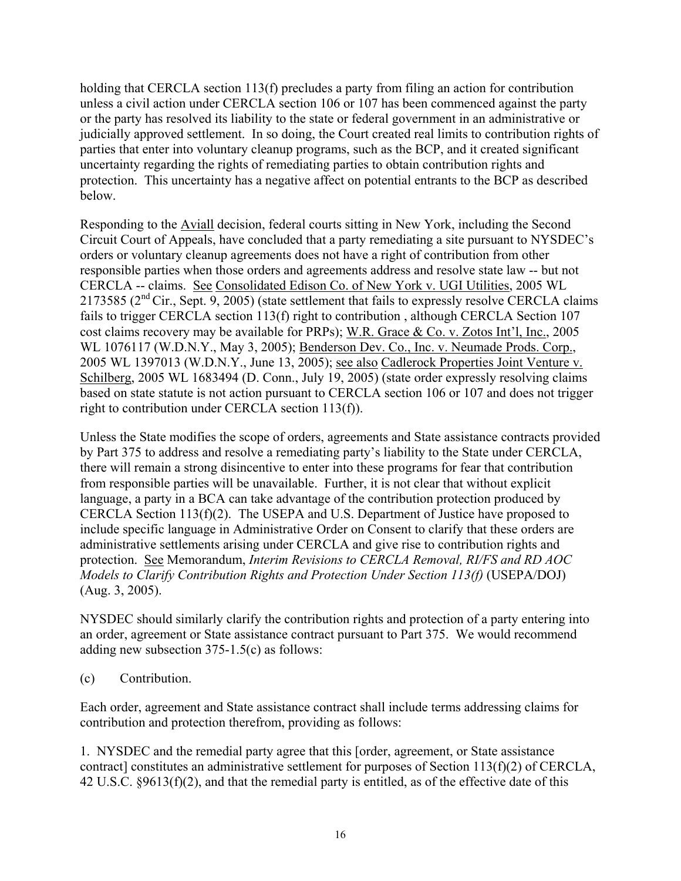holding that CERCLA section 113(f) precludes a party from filing an action for contribution unless a civil action under CERCLA section 106 or 107 has been commenced against the party or the party has resolved its liability to the state or federal government in an administrative or judicially approved settlement. In so doing, the Court created real limits to contribution rights of parties that enter into voluntary cleanup programs, such as the BCP, and it created significant uncertainty regarding the rights of remediating parties to obtain contribution rights and protection. This uncertainty has a negative affect on potential entrants to the BCP as described below.

Responding to the Aviall decision, federal courts sitting in New York, including the Second Circuit Court of Appeals, have concluded that a party remediating a site pursuant to NYSDEC's orders or voluntary cleanup agreements does not have a right of contribution from other responsible parties when those orders and agreements address and resolve state law -- but not CERCLA -- claims. See Consolidated Edison Co. of New York v. UGI Utilities, 2005 WL 2173585 (2nd Cir., Sept. 9, 2005) (state settlement that fails to expressly resolve CERCLA claims fails to trigger CERCLA section 113(f) right to contribution , although CERCLA Section 107 cost claims recovery may be available for PRPs); W.R. Grace & Co. v. Zotos Int'l, Inc., 2005 WL 1076117 (W.D.N.Y., May 3, 2005); Benderson Dev. Co., Inc. v. Neumade Prods. Corp., 2005 WL 1397013 (W.D.N.Y., June 13, 2005); see also Cadlerock Properties Joint Venture v. Schilberg, 2005 WL 1683494 (D. Conn., July 19, 2005) (state order expressly resolving claims based on state statute is not action pursuant to CERCLA section 106 or 107 and does not trigger right to contribution under CERCLA section 113(f)).

Unless the State modifies the scope of orders, agreements and State assistance contracts provided by Part 375 to address and resolve a remediating party's liability to the State under CERCLA, there will remain a strong disincentive to enter into these programs for fear that contribution from responsible parties will be unavailable. Further, it is not clear that without explicit language, a party in a BCA can take advantage of the contribution protection produced by CERCLA Section 113(f)(2). The USEPA and U.S. Department of Justice have proposed to include specific language in Administrative Order on Consent to clarify that these orders are administrative settlements arising under CERCLA and give rise to contribution rights and protection. See Memorandum, *Interim Revisions to CERCLA Removal, RI/FS and RD AOC Models to Clarify Contribution Rights and Protection Under Section 113(f)* (USEPA/DOJ) (Aug. 3, 2005).

NYSDEC should similarly clarify the contribution rights and protection of a party entering into an order, agreement or State assistance contract pursuant to Part 375. We would recommend adding new subsection 375-1.5(c) as follows:

(c) Contribution.

Each order, agreement and State assistance contract shall include terms addressing claims for contribution and protection therefrom, providing as follows:

1. NYSDEC and the remedial party agree that this [order, agreement, or State assistance contract] constitutes an administrative settlement for purposes of Section 113(f)(2) of CERCLA, 42 U.S.C. §9613(f)(2), and that the remedial party is entitled, as of the effective date of this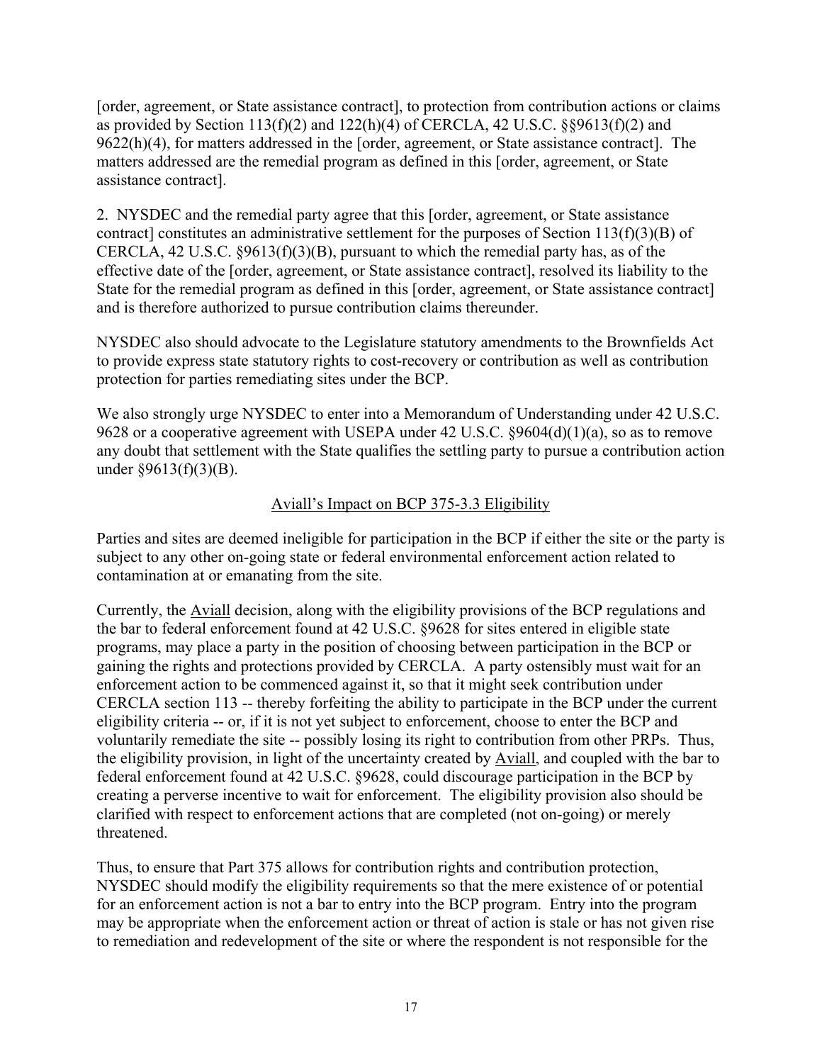[order, agreement, or State assistance contract], to protection from contribution actions or claims as provided by Section 113(f)(2) and 122(h)(4) of CERCLA, 42 U.S.C. §§9613(f)(2) and 9622(h)(4), for matters addressed in the [order, agreement, or State assistance contract]. The matters addressed are the remedial program as defined in this [order, agreement, or State assistance contract].

2. NYSDEC and the remedial party agree that this [order, agreement, or State assistance contract] constitutes an administrative settlement for the purposes of Section 113(f)(3)(B) of CERCLA, 42 U.S.C. §9613(f)(3)(B), pursuant to which the remedial party has, as of the effective date of the [order, agreement, or State assistance contract], resolved its liability to the State for the remedial program as defined in this [order, agreement, or State assistance contract] and is therefore authorized to pursue contribution claims thereunder.

NYSDEC also should advocate to the Legislature statutory amendments to the Brownfields Act to provide express state statutory rights to cost-recovery or contribution as well as contribution protection for parties remediating sites under the BCP.

We also strongly urge NYSDEC to enter into a Memorandum of Understanding under 42 U.S.C. 9628 or a cooperative agreement with USEPA under 42 U.S.C. §9604(d)(1)(a), so as to remove any doubt that settlement with the State qualifies the settling party to pursue a contribution action under §9613(f)(3)(B).

## Aviall's Impact on BCP 375-3.3 Eligibility

Parties and sites are deemed ineligible for participation in the BCP if either the site or the party is subject to any other on-going state or federal environmental enforcement action related to contamination at or emanating from the site.

Currently, the Aviall decision, along with the eligibility provisions of the BCP regulations and the bar to federal enforcement found at 42 U.S.C. §9628 for sites entered in eligible state programs, may place a party in the position of choosing between participation in the BCP or gaining the rights and protections provided by CERCLA. A party ostensibly must wait for an enforcement action to be commenced against it, so that it might seek contribution under CERCLA section 113 -- thereby forfeiting the ability to participate in the BCP under the current eligibility criteria -- or, if it is not yet subject to enforcement, choose to enter the BCP and voluntarily remediate the site -- possibly losing its right to contribution from other PRPs. Thus, the eligibility provision, in light of the uncertainty created by Aviall, and coupled with the bar to federal enforcement found at 42 U.S.C. §9628, could discourage participation in the BCP by creating a perverse incentive to wait for enforcement. The eligibility provision also should be clarified with respect to enforcement actions that are completed (not on-going) or merely threatened.

Thus, to ensure that Part 375 allows for contribution rights and contribution protection, NYSDEC should modify the eligibility requirements so that the mere existence of or potential for an enforcement action is not a bar to entry into the BCP program. Entry into the program may be appropriate when the enforcement action or threat of action is stale or has not given rise to remediation and redevelopment of the site or where the respondent is not responsible for the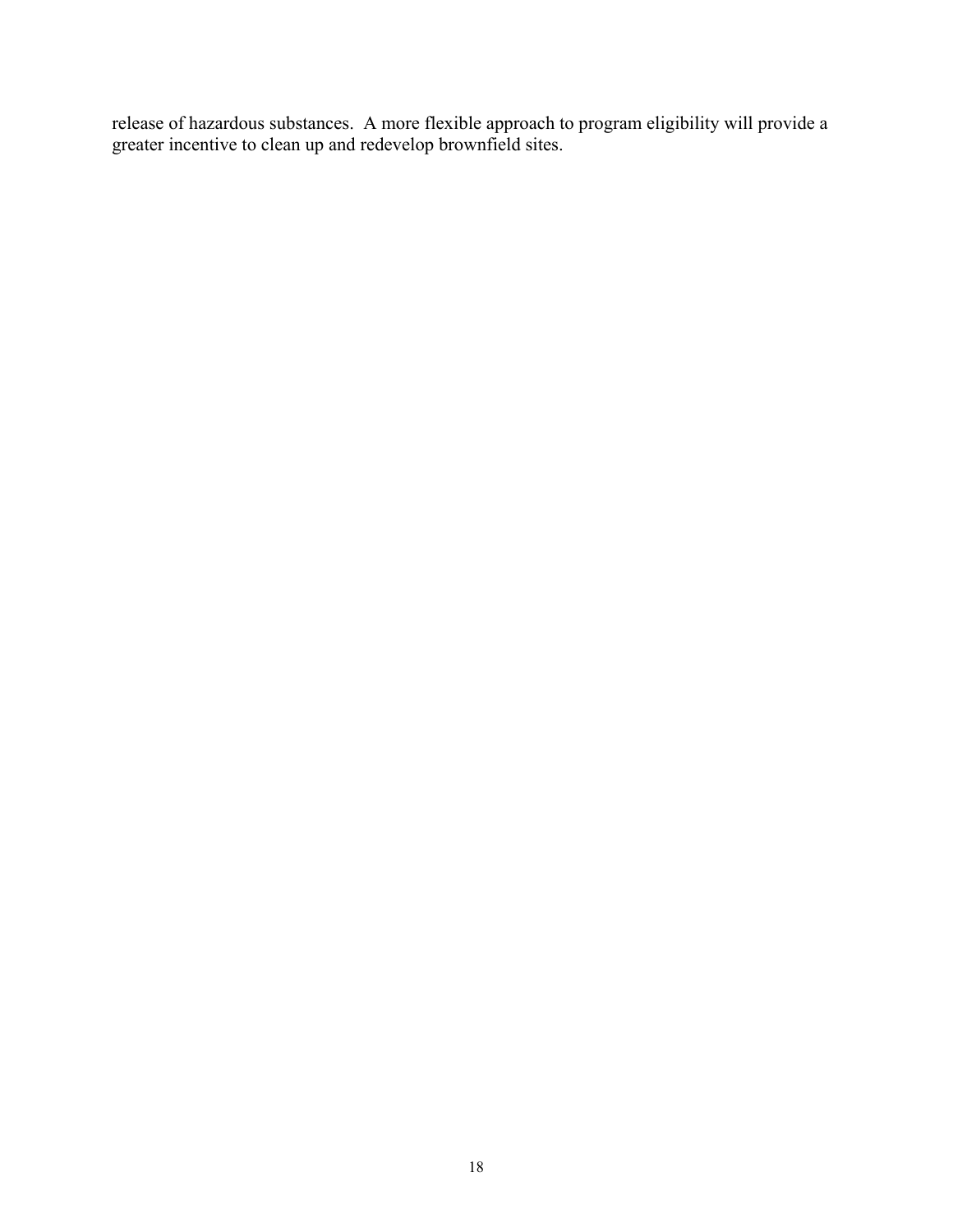release of hazardous substances. A more flexible approach to program eligibility will provide a greater incentive to clean up and redevelop brownfield sites.